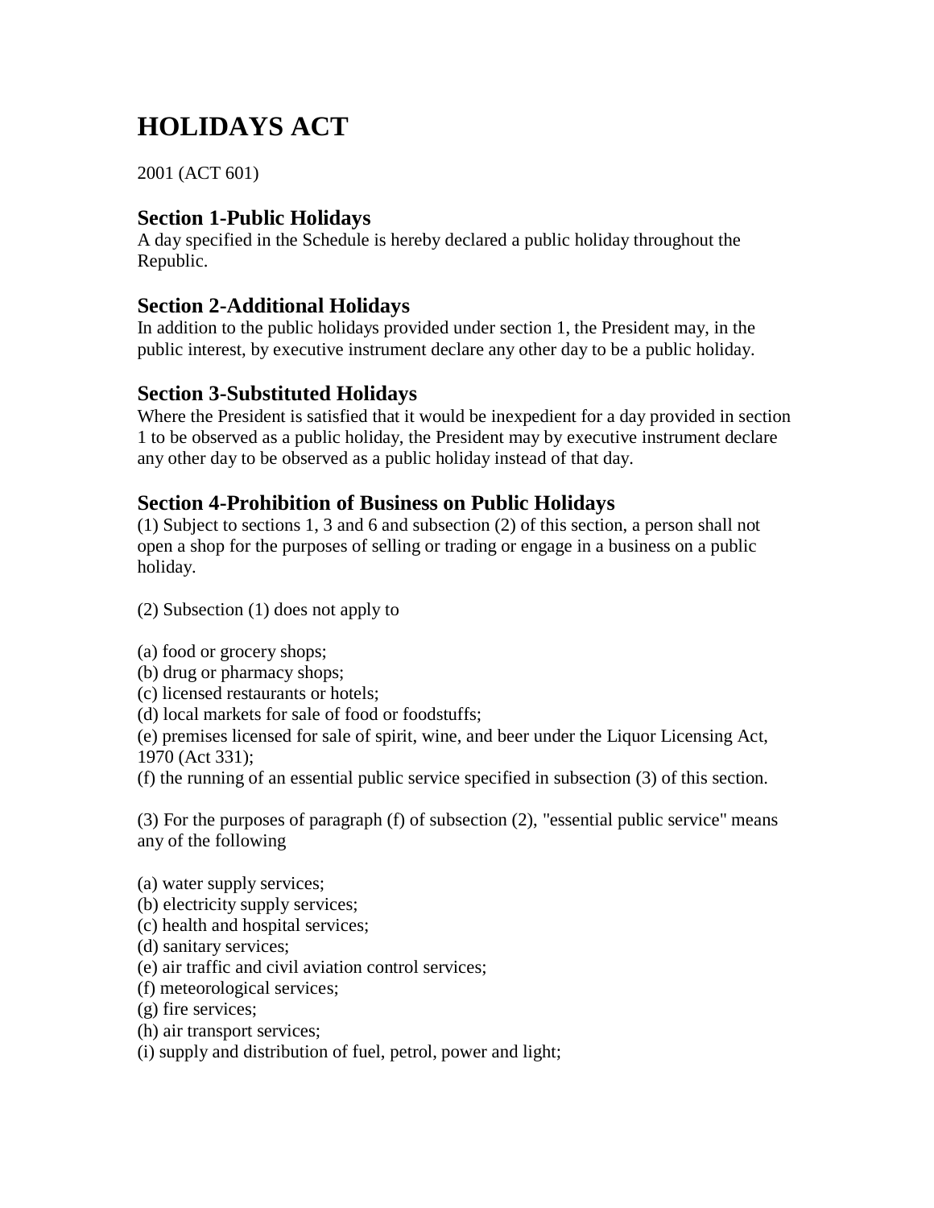# HOLIDAYS ACT

2001 (ACT 601)

## Section 1-Public Holidays

A day specified in the Schedule is hereby declared a public holiday throughout the Republic.

## Section 2-Additional Holidays

In addition to the public holidays provided under section 1, the President may, in the public interest, by executive instrument declare any other day to be a public holiday.

## Section 3-Substituted Holidays

Where the President is satisfied that it would be inexpedient for a day provided in section 1 to be observed as a public holiday, the President may by executive instrument declare any other day to be observed as a public holiday instead of that day.

## Section 4-Prohibition of Business on Public Holidays

(1) Subject to sections 1, 3 and 6 and subsection (2) of this section, a person shall not open a shop for the purposes of selling or trading or engage in a business on a public holiday.

(2) Subsection (1) does not apply to

(a) food or grocery shops;
(b) drug or pharmacy shops;
(c) licensed restaurants or hotels;
(d) local markets for sale of food or foodstuffs;
(e) premises licensed for sale of spirit, wine, and beer under the Liquor Licensing Act, 1970 (Act 331);
(f) the running of an essential public service specified in subsection (3) of this section.

(3) For the purposes of paragraph (f) of subsection (2), "essential public service" means any of the following

(a) water supply services;
(b) electricity supply services;
(c) health and hospital services;
(d) sanitary services;
(e) air traffic and civil aviation control services;
(f) meteorological services;
(g) fire services;
(h) air transport services;
(i) supply and distribution of fuel, petrol, power and light;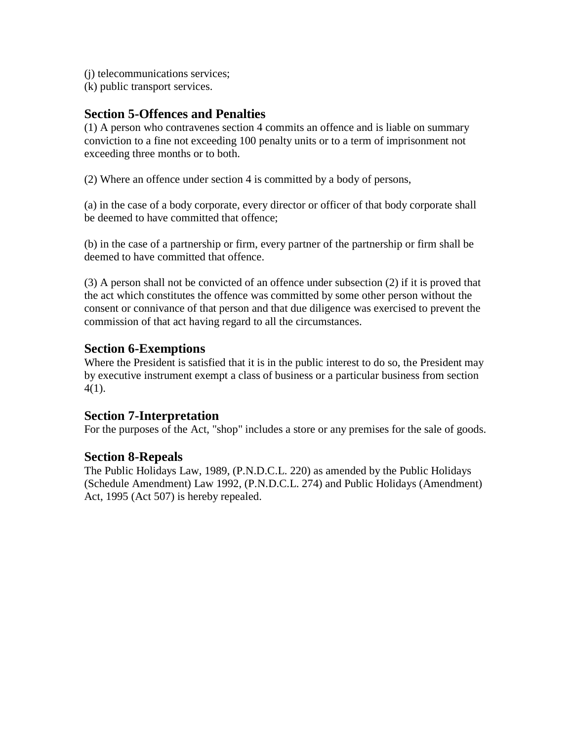(j) telecommunications services;
(k) public transport services.

## Section 5-Offences and Penalties

(1) A person who contravenes section 4 commits an offence and is liable on summary conviction to a fine not exceeding 100 penalty units or to a term of imprisonment not exceeding three months or to both.

(2) Where an offence under section 4 is committed by a body of persons,

(a) in the case of a body corporate, every director or officer of that body corporate shall be deemed to have committed that offence;

(b) in the case of a partnership or firm, every partner of the partnership or firm shall be deemed to have committed that offence.

(3) A person shall not be convicted of an offence under subsection (2) if it is proved that the act which constitutes the offence was committed by some other person without the consent or connivance of that person and that due diligence was exercised to prevent the commission of that act having regard to all the circumstances.

## Section 6-Exemptions

Where the President is satisfied that it is in the public interest to do so, the President may by executive instrument exempt a class of business or a particular business from section 4(1).

## Section 7-Interpretation

For the purposes of the Act, "shop" includes a store or any premises for the sale of goods.

## Section 8-Repeals

The Public Holidays Law, 1989, (P.N.D.C.L. 220) as amended by the Public Holidays (Schedule Amendment) Law 1992, (P.N.D.C.L. 274) and Public Holidays (Amendment) Act, 1995 (Act 507) is hereby repealed.